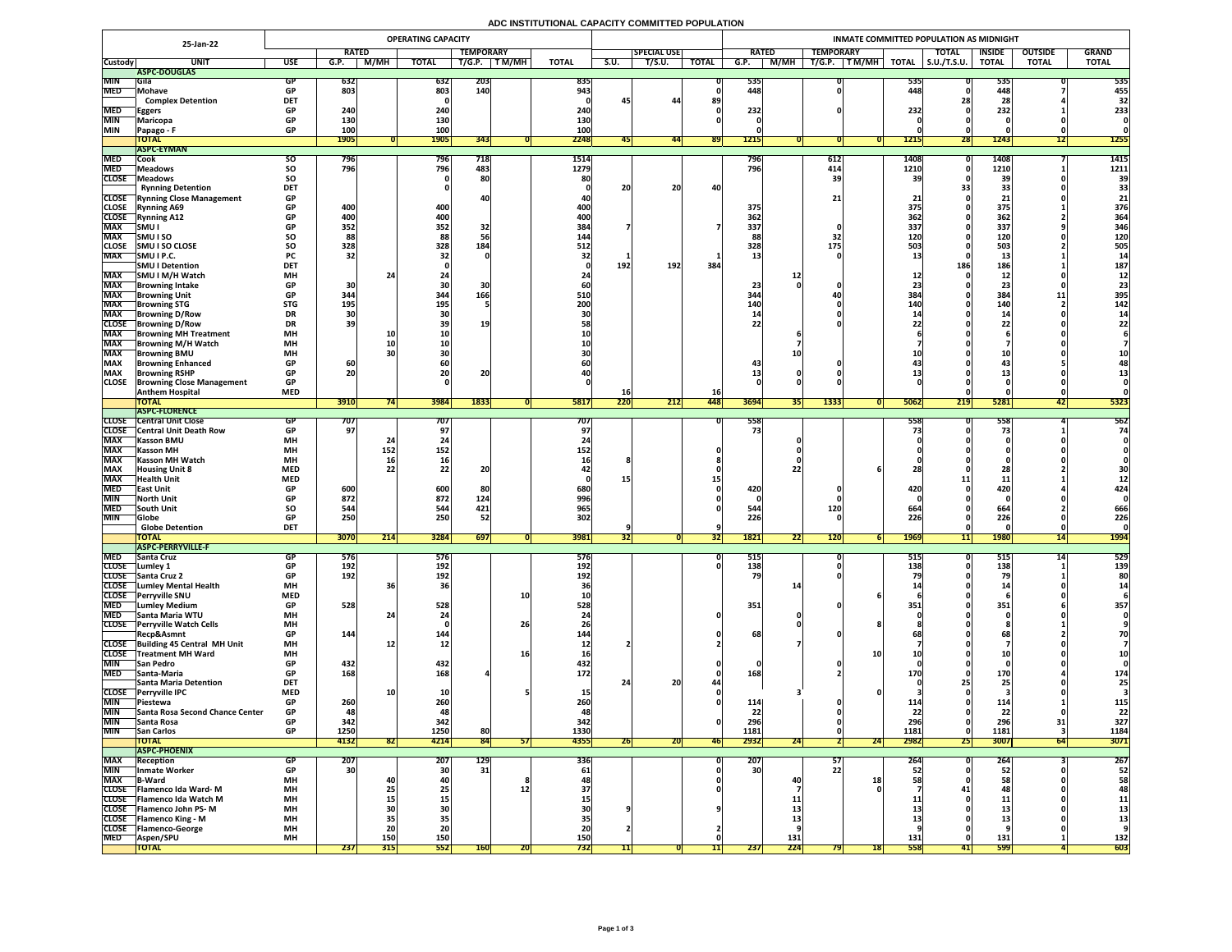# ADC INSTITUTIONAL CAPACITY COMMITTED POPULATION

| 25-Jan-22 | | | OPERATING CAPACITY | | | | | | | | | INMATE COMMITTED POPULATION AS MIDNIGHT | | | | | | | | |
|---|---|---|---|---|---|---|---|---|---|---|---|---|---|---|---|---|---|---|---|---|
| | | | RATED | | | TEMPORARY | | | | SPECIAL USE | | RATED | | TEMPORARY | | | TOTAL | INSIDE | OUTSIDE | GRAND |
| Custody | UNIT | USE | G.P. | M/MH | TOTAL | T/G.P. | T M/MH | TOTAL | S.U. | T/S.U. | TOTAL | G.P. | M/MH | T/G.P. | T M/MH | TOTAL | S.U./T.S.U. | TOTAL | TOTAL | TOTAL |
| | **ASPC-DOUGLAS** | | | | | | | | | | | | | | | | | | | |
| MIN | Gila | GP | 632 | | 632 | 203 | | 835 | | | 0 | 535 | | 0 | | 535 | 0 | 535 | 0 | 535 |
| MED | Mohave | GP | 803 | | 803 | 140 | | 943 | | | 0 | 448 | | 0 | | 448 | 0 | 448 | 7 | 455 |
| | Complex Detention | DET | | | 0 | | | 0 | 45 | 44 | 89 | | | | | | 28 | 28 | 4 | 32 |
| MED | Eggers | GP | 240 | | 240 | | | 240 | | | 0 | 232 | | 0 | | 232 | 0 | 232 | 1 | 233 |
| MIN | Maricopa | GP | 130 | | 130 | | | 130 | | | 0 | 0 | | | | 0 | 0 | 0 | 0 | 0 |
| MIN | Papago - F | GP | 100 | | 100 | | | 100 | | | | 0 | | | | 0 | 0 | 0 | 0 | 0 |
| | **TOTAL** | | 1905 | 0 | 1905 | 343 | 0 | 2248 | 45 | 44 | 89 | 1215 | 0 | 0 | 0 | 1215 | 28 | 1243 | 12 | 1255 |
| | **ASPC-EYMAN** | | | | | | | | | | | | | | | | | | | |
| MED | Cook | SO | 796 | | 796 | 718 | | 1514 | | | | 796 | | 612 | | 1408 | 0 | 1408 | 7 | 1415 |
| MED | Meadows | SO | 796 | | 796 | 483 | | 1279 | | | | 796 | | 414 | | 1210 | 0 | 1210 | 1 | 1211 |
| CLOSE | Meadows | SO | | | 0 | 80 | | 80 | | | | | | 39 | | 39 | 0 | 39 | 0 | 39 |
| | Rynning Detention | DET | | | 0 | | | 0 | 20 | 20 | 40 | | | | | | 33 | 33 | 0 | 33 |
| CLOSE | Rynning Close Management | GP | | | | 40 | | 40 | | | | | | 21 | | 21 | 0 | 21 | 0 | 21 |
| CLOSE | Rynning A69 | GP | 400 | | 400 | | | 400 | | | | 375 | | | | 375 | 0 | 375 | 1 | 376 |
| CLOSE | Rynning A12 | GP | 400 | | 400 | | | 400 | | | | 362 | | | | 362 | 0 | 362 | 2 | 364 |
| MAX | SMU I | GP | 352 | | 352 | 32 | | 384 | 7 | | 7 | 337 | | 0 | | 337 | 0 | 337 | 9 | 346 |
| MAX | SMU I SO | SO | 88 | | 88 | 56 | | 144 | | | | 88 | | 32 | | 120 | 0 | 120 | 0 | 120 |
| CLOSE | SMU I SO CLOSE | SO | 328 | | 328 | 184 | | 512 | | | | 328 | | 175 | | 503 | 0 | 503 | 2 | 505 |
| MAX | SMU I P.C. | PC | 32 | | 32 | 0 | | 32 | 1 | | 1 | 13 | | 0 | | 13 | 0 | 13 | 1 | 14 |
| | SMU I Detention | DET | | | 0 | | | 0 | 192 | 192 | 384 | | | | | | 186 | 186 | 1 | 187 |
| MAX | SMU I M/H Watch | MH | | 24 | 24 | | | 24 | | | | | 12 | | | 12 | 0 | 12 | 0 | 12 |
| MAX | Browning Intake | GP | 30 | | 30 | 30 | | 60 | | | | 23 | 0 | 0 | | 23 | 0 | 23 | 0 | 23 |
| MAX | Browning Unit | GP | 344 | | 344 | 166 | | 510 | | | | 344 | | 40 | | 384 | 0 | 384 | 11 | 395 |
| MAX | Browning STG | STG | 195 | | 195 | 5 | | 200 | | | | 140 | | 0 | | 140 | 0 | 140 | 2 | 142 |
| MAX | Browning D/Row | DR | 30 | | 30 | | | 30 | | | | 14 | | 0 | | 14 | 0 | 14 | 0 | 14 |
| CLOSE | Browning D/Row | DR | 39 | | 39 | 19 | | 58 | | | | 22 | | 0 | | 22 | 0 | 22 | 0 | 22 |
| MAX | Browning MH Treatment | MH | | 10 | 10 | | | 10 | | | | | 6 | | | 6 | 0 | 6 | 0 | 6 |
| MAX | Browning M/H Watch | MH | | 10 | 10 | | | 10 | | | | | 7 | | | 7 | 0 | 7 | 0 | 7 |
| MAX | Browning BMU | MH | | 30 | 30 | | | 30 | | | | | 10 | | | 10 | 0 | 10 | 0 | 10 |
| MAX | Browning Enhanced | GP | 60 | | 60 | | | 60 | | | | 43 | | 0 | | 43 | 0 | 43 | 5 | 48 |
| MAX | Browning RSHP | GP | 20 | | 20 | 20 | | 40 | | | | 13 | 0 | 0 | | 13 | 0 | 13 | 0 | 13 |
| CLOSE | Browning Close Management | GP | | | 0 | | | 0 | | | | 0 | 0 | 0 | | 0 | 0 | 0 | 0 | 0 |
| | Anthem Hospital | MED | | | | | | | 16 | | 16 | | | | | | 0 | 0 | 0 | 0 |
| | **TOTAL** | | 3910 | 74 | 3984 | 1833 | 0 | 5817 | 220 | 212 | 448 | 3694 | 35 | 1333 | 0 | 5062 | 219 | 5281 | 42 | 5323 |
| | **ASPC-FLORENCE** | | | | | | | | | | | | | | | | | | | |
| CLOSE | Central Unit Close | GP | 707 | | 707 | | | 707 | | | 0 | 558 | | | | 558 | 0 | 558 | 4 | 562 |
| CLOSE | Central Unit Death Row | GP | 97 | | 97 | | | 97 | | | | 73 | | | | 73 | 0 | 73 | 1 | 74 |
| MAX | Kasson BMU | MH | | 24 | 24 | | | 24 | | | | | 0 | | | 0 | 0 | 0 | 0 | 0 |
| MAX | Kasson MH | MH | | 152 | 152 | | | 152 | | | 0 | | 0 | | | 0 | 0 | 0 | 0 | 0 |
| MAX | Kasson MH Watch | MH | | 16 | 16 | | | 16 | 8 | | 8 | | 0 | | | 0 | 0 | 0 | 0 | 0 |
| MAX | Housing Unit 8 | MED | | 22 | 22 | 20 | | 42 | | | 0 | | 22 | | 6 | 28 | 0 | 28 | 2 | 30 |
| MAX | Health Unit | MED | | | | | | 0 | 15 | | 15 | | | | | | 11 | 11 | 1 | 12 |
| MED | East Unit | GP | 600 | | 600 | 80 | | 680 | | | 0 | 420 | | 0 | | 420 | 0 | 420 | 4 | 424 |
| MIN | North Unit | GP | 872 | | 872 | 124 | | 996 | | | 0 | 0 | | 0 | | 0 | 0 | 0 | 0 | 0 |
| MED | South Unit | SO | 544 | | 544 | 421 | | 965 | | | 0 | 544 | | 120 | | 664 | 0 | 664 | 2 | 666 |
| MIN | Globe | GP | 250 | | 250 | 52 | | 302 | | | | 226 | | 0 | | 226 | 0 | 226 | 0 | 226 |
| | Globe Detention | DET | | | | | | | 9 | | 9 | | | | | | 0 | 0 | 0 | 0 |
| | **TOTAL** | | 3070 | 214 | 3284 | 697 | 0 | 3981 | 32 | 0 | 32 | 1821 | 22 | 120 | 6 | 1969 | 11 | 1980 | 14 | 1994 |
| | **ASPC-PERRYVILLE-F** | | | | | | | | | | | | | | | | | | | |
| MED | Santa Cruz | GP | 576 | | 576 | | | 576 | | | 0 | 515 | | 0 | | 515 | 0 | 515 | 14 | 529 |
| CLOSE | Lumley 1 | GP | 192 | | 192 | | | 192 | | | 0 | 138 | | 0 | | 138 | 0 | 138 | 1 | 139 |
| CLOSE | Santa Cruz 2 | GP | 192 | | 192 | | | 192 | | | | 79 | | 0 | | 79 | 0 | 79 | 1 | 80 |
| CLOSE | Lumley Mental Health | MH | | 36 | 36 | | | 36 | | | | | 14 | | | 14 | 0 | 14 | 0 | 14 |
| CLOSE | Perryville SNU | MED | | | | | 10 | 10 | | | | | | | 6 | 6 | 0 | 6 | 0 | 6 |
| MED | Lumley Medium | GP | 528 | | 528 | | | 528 | | | | 351 | | 0 | | 351 | 0 | 351 | 6 | 357 |
| MED | Santa Maria WTU | MH | | 24 | 24 | | | 24 | | | 0 | | 0 | | | 0 | 0 | 0 | 0 | 0 |
| CLOSE | Perryville Watch Cells | MH | | | 0 | | 26 | 26 | | | | | 0 | | 8 | 8 | 0 | 8 | 1 | 9 |
| | Recp&Asmnt | GP | 144 | | 144 | | | 144 | | | 0 | 68 | | 0 | | 68 | 0 | 68 | 2 | 70 |
| CLOSE | Building 45 Central MH Unit | MH | | 12 | 12 | | | 12 | 2 | | 2 | | 7 | | | 7 | 0 | 7 | 0 | 7 |
| CLOSE | Treatment MH Ward | MH | | | | | 16 | 16 | | | | | | | 10 | 10 | 0 | 10 | 0 | 10 |
| MIN | San Pedro | GP | 432 | | 432 | | | 432 | | | 0 | 0 | | 0 | | 0 | 0 | 0 | 0 | 0 |
| MED | Santa-Maria | GP | 168 | | 168 | 4 | | 172 | | | 0 | 168 | | 2 | | 170 | 0 | 170 | 4 | 174 |
| | Santa Maria Detention | DET | | | | | | | 24 | 20 | 44 | | | | | 0 | 25 | 25 | 0 | 25 |
| CLOSE | Perryville IPC | MED | | 10 | 10 | | 5 | 15 | | | 0 | | 3 | | 0 | 3 | 0 | 3 | 0 | 3 |
| MIN | Piestewa | GP | 260 | | 260 | | | 260 | | | 0 | 114 | | 0 | | 114 | 0 | 114 | 1 | 115 |
| MIN | Santa Rosa Second Chance Center | GP | 48 | | 48 | | | 48 | | | | 22 | | 0 | | 22 | 0 | 22 | 0 | 22 |
| MIN | Santa Rosa | GP | 342 | | 342 | | | 342 | | | 0 | 296 | | 0 | | 296 | 0 | 296 | 31 | 327 |
| MIN | San Carlos | GP | 1250 | | 1250 | 80 | | 1330 | | | | 1181 | | 0 | | 1181 | 0 | 1181 | 3 | 1184 |
| | **TOTAL** | | 4132 | 82 | 4214 | 84 | 57 | 4355 | 26 | 20 | 46 | 2932 | 24 | 2 | 24 | 2982 | 25 | 3007 | 64 | 3071 |
| | **ASPC-PHOENIX** | | | | | | | | | | | | | | | | | | | |
| MAX | Reception | GP | 207 | | 207 | 129 | | 336 | | | 0 | 207 | | 57 | | 264 | 0 | 264 | 3 | 267 |
| MIN | Inmate Worker | GP | 30 | | 30 | 31 | | 61 | | | 0 | 30 | | 22 | | 52 | 0 | 52 | 0 | 52 |
| MAX | B-Ward | MH | | 40 | 40 | | 8 | 48 | | | 0 | | 40 | | 18 | 58 | 0 | 58 | 0 | 58 |
| CLOSE | Flamenco Ida Ward- M | MH | | 25 | 25 | | 12 | 37 | | | 0 | | 7 | | 0 | 7 | 41 | 48 | 0 | 48 |
| CLOSE | Flamenco Ida Watch M | MH | | 15 | 15 | | | 15 | | | | | 11 | | | 11 | 0 | 11 | 0 | 11 |
| CLOSE | Flamenco John PS- M | MH | | 30 | 30 | | | 30 | 9 | | 9 | | 13 | | | 13 | 0 | 13 | 0 | 13 |
| CLOSE | Flamenco King - M | MH | | 35 | 35 | | | 35 | | | | | 13 | | | 13 | 0 | 13 | 0 | 13 |
| CLOSE | Flamenco-George | MH | | 20 | 20 | | | 20 | 2 | | 2 | | 9 | | | 9 | 0 | 9 | 0 | 9 |
| MED | Aspen/SPU | MH | | 150 | 150 | | | 150 | | | 0 | | 131 | | | 131 | 0 | 131 | 1 | 132 |
| | **TOTAL** | | 237 | 315 | 552 | 160 | 20 | 732 | 11 | 0 | 11 | 237 | 224 | 79 | 18 | 558 | 41 | 599 | 4 | 603 |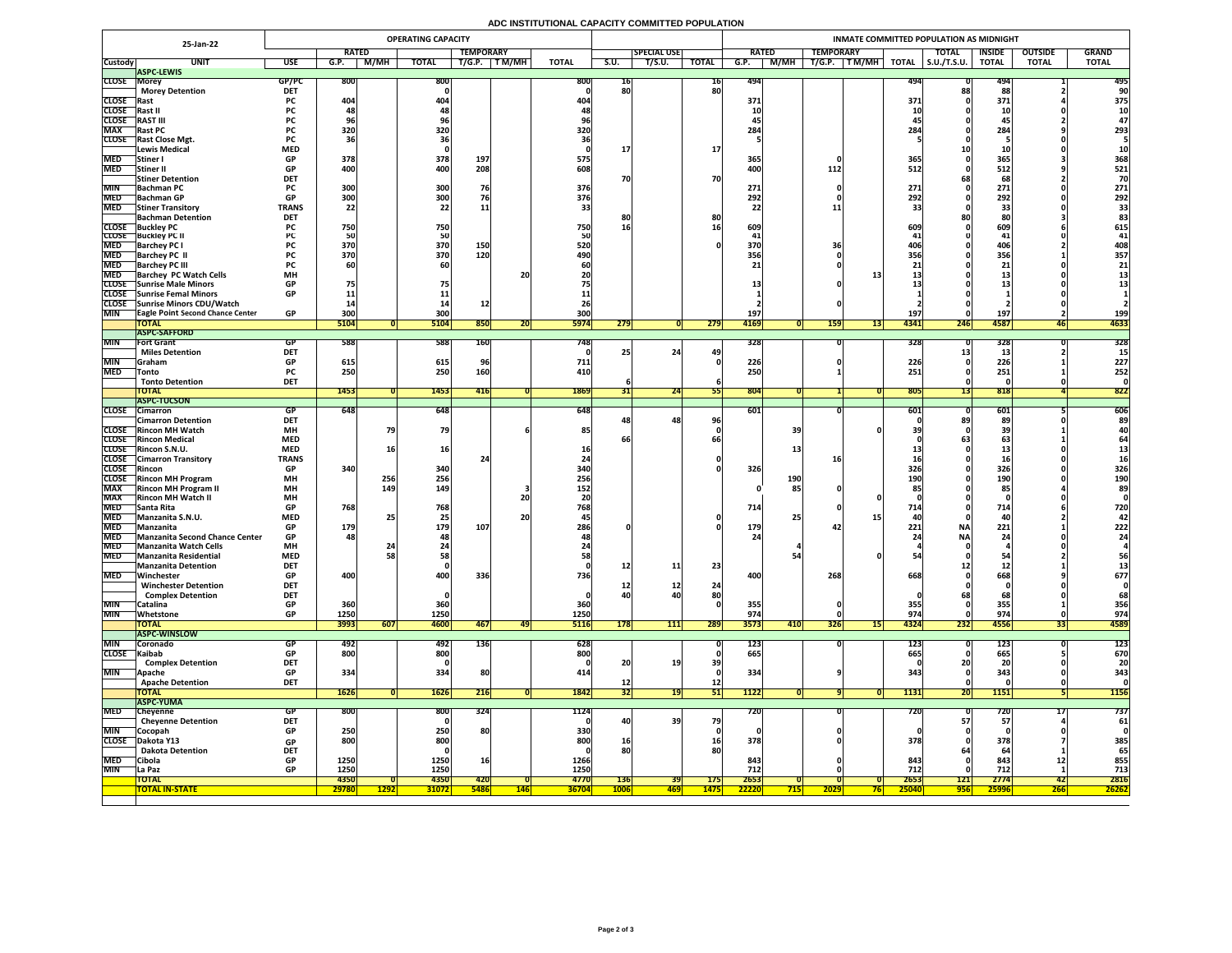# ADC INSTITUTIONAL CAPACITY COMMITTED POPULATION

| 25-Jan-22 | | | OPERATING CAPACITY | | | | | | | | | | INMATE COMMITTED POPULATION AS MIDNIGHT | | | | | | | | | |
|---|---|---|---|---|---|---|---|---|---|---|---|---|---|---|---|---|---|---|---|---|---|---|
| | | | RATED | | | TEMPORARY | | | | SPECIAL USE | | | RATED | | TEMPORARY | | | TOTAL | INSIDE | OUTSIDE | GRAND |
| Custody | UNIT | USE | G.P. | M/MH | TOTAL | T/G.P. | T M/MH | TOTAL | S.U. | T/S.U. | TOTAL | G.P. | M/MH | T/G.P. | T M/MH | TOTAL | S.U./T.S.U. | TOTAL | TOTAL | TOTAL |
| | **ASPC-LEWIS** | | | | | | | | | | | | | | | | | | | |
| CLOSE | Morey | GP/PC | 800 | | 800 | | | 800 | 16 | | 16 | 494 | | | | 494 | 0 | 494 | 1 | 495 |
| | Morey Detention | DET | | | 0 | | | 0 | 80 | | 80 | | | | | | 88 | 88 | 2 | 90 |
| CLOSE | Rast | PC | 404 | | 404 | | | 404 | | | | 371 | | | | 371 | 0 | 371 | 4 | 375 |
| CLOSE | Rast II | PC | 48 | | 48 | | | 48 | | | | 10 | | | | 10 | 0 | 10 | 0 | 10 |
| CLOSE | RAST III | PC | 96 | | 96 | | | 96 | | | | 45 | | | | 45 | 0 | 45 | 2 | 47 |
| MAX | Rast PC | PC | 320 | | 320 | | | 320 | | | | 284 | | | | 284 | 0 | 284 | 9 | 293 |
| CLOSE | Rast Close Mgt. | PC | 36 | | 36 | | | 36 | | | | 5 | | | | 5 | 0 | 5 | 0 | 5 |
| | Lewis Medical | MED | | | 0 | | | 0 | 17 | | 17 | | | | | | 10 | 10 | 0 | 10 |
| MED | Stiner I | GP | 378 | | 378 | 197 | | 575 | | | | 365 | | 0 | | 365 | 0 | 365 | 3 | 368 |
| MED | Stiner II | GP | 400 | | 400 | 208 | | 608 | | | | 400 | | 112 | | 512 | 0 | 512 | 9 | 521 |
| | Stiner Detention | DET | | | | | | | 70 | | 70 | | | | | | 68 | 68 | 2 | 70 |
| MIN | Bachman PC | PC | 300 | | 300 | 76 | | 376 | | | | 271 | | 0 | | 271 | 0 | 271 | 0 | 271 |
| MED | Bachman GP | GP | 300 | | 300 | 76 | | 376 | | | | 292 | | 0 | | 292 | 0 | 292 | 0 | 292 |
| MED | Stiner Transitory | TRANS | 22 | | 22 | 11 | | 33 | | | | 22 | | 11 | | 33 | 0 | 33 | 0 | 33 |
| | Bachman Detention | DET | | | | | | | 80 | | 80 | | | | | | 80 | 80 | 3 | 83 |
| CLOSE | Buckley PC | PC | 750 | | 750 | | | 750 | 16 | | 16 | 609 | | | | 609 | 0 | 609 | 6 | 615 |
| CLOSE | Buckley PC II | PC | 50 | | 50 | | | 50 | | | | 41 | | | | 41 | 0 | 41 | 0 | 41 |
| MED | Barchey PC I | PC | 370 | | 370 | 150 | | 520 | | | 0 | 370 | | 36 | | 406 | 0 | 406 | 2 | 408 |
| MED | Barchey PC II | PC | 370 | | 370 | 120 | | 490 | | | | 356 | | 0 | | 356 | 0 | 356 | 1 | 357 |
| MED | Barchey PC III | PC | 60 | | 60 | | | 60 | | | | 21 | | 0 | | 21 | 0 | 21 | 0 | 21 |
| MED | Barchey PC Watch Cells | MH | | | | | 20 | 20 | | | | | | | 13 | 13 | 0 | 13 | 0 | 13 |
| CLOSE | Sunrise Male Minors | GP | 75 | | 75 | | | 75 | | | | 13 | | 0 | | 13 | 0 | 13 | 0 | 13 |
| CLOSE | Sunrise Femal Minors | GP | 11 | | 11 | | | 11 | | | | 1 | | | | 1 | 0 | 1 | 0 | 1 |
| CLOSE | Sunrise Minors CDU/Watch | | 14 | | 14 | 12 | | 26 | | | | 2 | | 0 | | 2 | 0 | 2 | 0 | 2 |
| MIN | Eagle Point Second Chance Center | GP | 300 | | 300 | | | 300 | | | | 197 | | | | 197 | 0 | 197 | 2 | 199 |
| | **TOTAL** | | 5104 | 0 | 5104 | 850 | 20 | 5974 | 279 | 0 | 279 | 4169 | 0 | 159 | 13 | 4341 | 246 | 4587 | 46 | 4633 |
| | **ASPC-SAFFORD** | | | | | | | | | | | | | | | | | | | |
| MIN | Fort Grant | GP | 588 | | 588 | 160 | | 748 | | | | 328 | | 0 | | 328 | 0 | 328 | 0 | 328 |
| | Miles Detention | DET | | | | | | 0 | 25 | 24 | 49 | | | | | | 13 | 13 | 2 | 15 |
| MIN | Graham | GP | 615 | | 615 | 96 | | 711 | | | 0 | 226 | | 0 | | 226 | 0 | 226 | 1 | 227 |
| MED | Tonto | PC | 250 | | 250 | 160 | | 410 | | | | 250 | | 1 | | 251 | 0 | 251 | 1 | 252 |
| | Tonto Detention | DET | | | | | | | 6 | | 6 | | | | | | 0 | 0 | 0 | 0 |
| | **TOTAL** | | 1453 | 0 | 1453 | 416 | 0 | 1869 | 31 | 24 | 55 | 804 | 0 | 1 | 0 | 805 | 13 | 818 | 4 | 822 |
| | **ASPC-TUCSON** | | | | | | | | | | | | | | | | | | | |
| CLOSE | Cimarron | GP | 648 | | 648 | | | 648 | | | | 601 | | 0 | | 601 | 0 | 601 | 5 | 606 |
| | Cimarron Detention | DET | | | | | | | 48 | 48 | 96 | | | | | 0 | 89 | 89 | 0 | 89 |
| CLOSE | Rincon MH Watch | MH | | 79 | 79 | | 6 | 85 | | | 0 | | 39 | | 0 | 39 | 0 | 39 | 1 | 40 |
| CLOSE | Rincon Medical | MED | | | | | | | 66 | | 66 | | | | | 0 | 63 | 63 | 1 | 64 |
| CLOSE | Rincon S.N.U. | MED | | 16 | 16 | | | 16 | | | | | 13 | | | 13 | 0 | 13 | 0 | 13 |
| CLOSE | Cimarron Transitory | TRANS | | | | 24 | | 24 | | | 0 | | | 16 | | 16 | 0 | 16 | 0 | 16 |
| CLOSE | Rincon | GP | 340 | | 340 | | | 340 | | | 0 | 326 | | | | 326 | 0 | 326 | 0 | 326 |
| CLOSE | Rincon MH Program | MH | | 256 | 256 | | | 256 | | | | | 190 | | | 190 | 0 | 190 | 0 | 190 |
| MAX | Rincon MH Program II | MH | | 149 | 149 | | 3 | 152 | | | | 0 | 85 | 0 | | 85 | 0 | 85 | 4 | 89 |
| MAX | Rincon MH Watch II | MH | | | | | 20 | 20 | | | | | | | 0 | 0 | 0 | 0 | 0 | 0 |
| MED | Santa Rita | GP | 768 | | 768 | | | 768 | | | | 714 | | 0 | | 714 | 0 | 714 | 6 | 720 |
| MED | Manzanita S.N.U. | MED | | 25 | 25 | | 20 | 45 | | | 0 | | 25 | | 15 | 40 | 0 | 40 | 2 | 42 |
| MED | Manzanita | GP | 179 | | 179 | 107 | | 286 | 0 | | 0 | 179 | | 42 | | 221 | NA | 221 | 1 | 222 |
| MED | Manzanita Second Chance Center | GP | 48 | | 48 | | | 48 | | | | 24 | | | | 24 | NA | 24 | 0 | 24 |
| MED | Manzanita Watch Cells | MH | | 24 | 24 | | | 24 | | | | | 4 | | | 4 | 0 | 4 | 0 | 4 |
| MED | Manzanita Residential | MED | | 58 | 58 | | | 58 | | | | | 54 | | 0 | 54 | 0 | 54 | 2 | 56 |
| | Manzanita Detention | DET | | | 0 | | | 0 | 12 | 11 | 23 | | | | | | 12 | 12 | 1 | 13 |
| MED | Winchester | GP | 400 | | 400 | 336 | | 736 | | | | 400 | | 268 | | 668 | 0 | 668 | 9 | 677 |
| | Winchester Detention | DET | | | | | | | 12 | 12 | 24 | | | | | | 0 | 0 | 0 | 0 |
| | Complex Detention | DET | | | 0 | | | 0 | 40 | 40 | 80 | | | | | 0 | 68 | 68 | 0 | 68 |
| MIN | Catalina | GP | 360 | | 360 | | | 360 | | | 0 | 355 | | 0 | | 355 | 0 | 355 | 1 | 356 |
| MIN | Whetstone | GP | 1250 | | 1250 | | | 1250 | | | | 974 | | 0 | | 974 | 0 | 974 | 0 | 974 |
| | **TOTAL** | | 3993 | 607 | 4600 | 467 | 49 | 5116 | 178 | 111 | 289 | 3573 | 410 | 326 | 15 | 4324 | 232 | 4556 | 33 | 4589 |
| | **ASPC-WINSLOW** | | | | | | | | | | | | | | | | | | | |
| MIN | Coronado | GP | 492 | | 492 | 136 | | 628 | | | 0 | 123 | | 0 | | 123 | 0 | 123 | 0 | 123 |
| CLOSE | Kaibab | GP | 800 | | 800 | | | 800 | | | 0 | 665 | | | | 665 | 0 | 665 | 5 | 670 |
| | Complex Detention | DET | | | 0 | | | 0 | 20 | 19 | 39 | | | | | 0 | 20 | 20 | 0 | 20 |
| MIN | Apache | GP | 334 | | 334 | 80 | | 414 | | | 0 | 334 | | 9 | | 343 | 0 | 343 | 0 | 343 |
| | Apache Detention | DET | | | | | | | 12 | | 12 | | | | | | 0 | 0 | 0 | 0 |
| | **TOTAL** | | 1626 | 0 | 1626 | 216 | 0 | 1842 | 32 | 19 | 51 | 1122 | 0 | 9 | 0 | 1131 | 20 | 1151 | 5 | 1156 |
| | **ASPC-YUMA** | | | | | | | | | | | | | | | | | | | |
| MED | Cheyenne | GP | 800 | | 800 | 324 | | 1124 | | | | 720 | | 0 | | 720 | 0 | 720 | 17 | 737 |
| | Cheyenne Detention | DET | | | 0 | | | 0 | 40 | 39 | 79 | | | | | | 57 | 57 | 4 | 61 |
| MIN | Cocopah | GP | 250 | | 250 | 80 | | 330 | | | 0 | 0 | | 0 | | 0 | 0 | 0 | 0 | 0 |
| CLOSE | Dakota Y13 | GP | 800 | | 800 | | | 800 | 16 | | 16 | 378 | | 0 | | 378 | 0 | 378 | 7 | 385 |
| | Dakota Detention | DET | | | 0 | | | 0 | 80 | | 80 | | | | | | 64 | 64 | 1 | 65 |
| MED | Cibola | GP | 1250 | | 1250 | 16 | | 1266 | | | | 843 | | 0 | | 843 | 0 | 843 | 12 | 855 |
| MIN | La Paz | GP | 1250 | | 1250 | | | 1250 | | | | 712 | | 0 | | 712 | 0 | 712 | 1 | 713 |
| | **TOTAL** | | 4350 | 0 | 4350 | 420 | 0 | 4770 | 136 | 39 | 175 | 2653 | 0 | 0 | 0 | 2653 | 121 | 2774 | 42 | 2816 |
| | **TOTAL IN-STATE** | | 29780 | 1292 | 31072 | 5486 | 146 | 36704 | 1006 | 469 | 1475 | 22220 | 715 | 2029 | 76 | 25040 | 956 | 25996 | 266 | 26262 |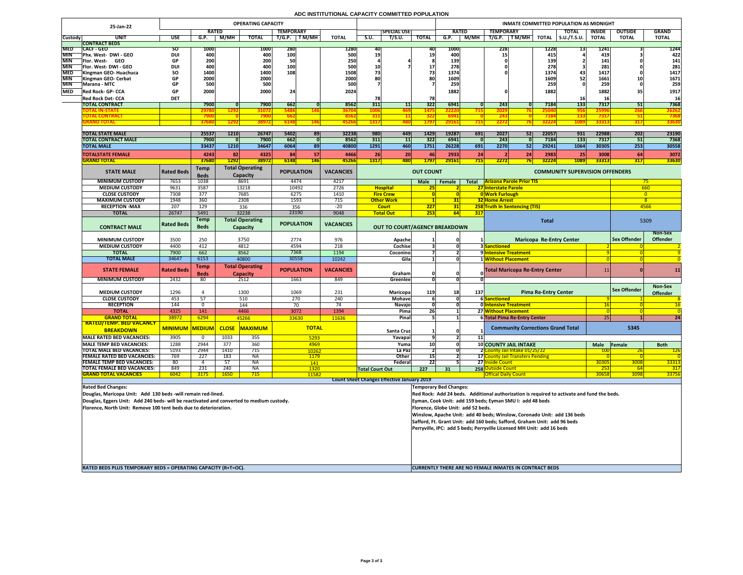# ADC INSTITUTIONAL CAPACITY COMMITTED POPULATION

| 25-Jan-22 | | | OPERATING CAPACITY | | | | | | | | | | | INMATE COMMITTED POPULATION AS MIDNIGHT | | | | | | | | | |
|---|---|---|---|---|---|---|---|---|---|---|---|---|---|---|---|---|---|---|---|---|---|---|---|
| | | | RATED | | | TEMPORARY | | | | SPECIAL USE | | | RATED | | TEMPORARY | | | TOTAL | INSIDE | OUTSIDE | GRAND |
| Custody | UNIT | USE | G.P. | M/MH | TOTAL | T/G.P. | T M/MH | TOTAL | S.U. | T/S.U. | TOTAL | G.P. | M/MH | T/G.P. | T M/MH | TOTAL | S.U./T.S.U. | TOTAL | TOTAL | TOTAL |
| | CONTRACT BEDS | | | | | | | | | | | | | | | | | | | |
| MED | CACF - GEO | SO | 1000 | | 1000 | 280 | | 1280 | 40 | | 40 | 1000 | | 228 | | 1228 | 13 | 1241 | 3 | 1244 |
| MIN | Phx. West- DWI - GEO | DUI | 400 | | 400 | 100 | | 500 | 19 | | 19 | 400 | | 15 | | 415 | 4 | 419 | 3 | 422 |
| MIN | Flor. West- GEO | GP | 200 | | 200 | 50 | | 250 | 4 | 4 | 8 | 139 | | 0 | | 139 | 2 | 141 | 0 | 141 |
| MIN | Flor. West- DWI - GEO | DUI | 400 | | 400 | 100 | | 500 | 10 | 7 | 17 | 278 | | 0 | | 278 | 3 | 281 | 0 | 281 |
| MED | Kingman GEO- Huachuca | SO | 1400 | | 1400 | 108 | | 1508 | 73 | | 73 | 1374 | | 0 | | 1374 | 43 | 1417 | 0 | 1417 |
| MIN | Kingman GEO- Cerbat | GP | 2000 | | 2000 | | | 2000 | 80 | | 80 | 1609 | | | | 1609 | 52 | 1661 | 10 | 1671 |
| MIN | Marana - MTC | GP | 500 | | 500 | | | 500 | 7 | | 7 | 259 | | | | 259 | 0 | 259 | 0 | 259 |
| MED | Red Rock- GP- CCA | GP | 2000 | | 2000 | 24 | | 2024 | | | | 1882 | | 0 | | 1882 | | 1882 | 35 | 1917 |
| | Red Rock Det- CCA | DET | | | | | | | 78 | | 78 | | | | | | 16 | 16 | | 16 |
| | TOTAL CONTRACT | | 7900 | 0 | 7900 | 662 | 0 | 8562 | 311 | 11 | 322 | 6941 | 0 | 243 | 0 | 7184 | 133 | 7317 | 51 | 7368 |
| | TOTAL IN-STATE | | 29780 | 1292 | 31072 | 5486 | 146 | 36704 | 1006 | 469 | 1475 | 22220 | 715 | 2029 | 76 | 25040 | 956 | 25996 | 266 | 26262 |
| | TOTAL CONTRACT | | 7900 | 0 | 7900 | 662 | 0 | 8562 | 311 | 11 | 322 | 6941 | 0 | 243 | 0 | 7184 | 133 | 7317 | 51 | 7368 |
| | GRAND TOTAL | | 37680 | 1292 | 38972 | 6148 | 146 | 45266 | 1317 | 480 | 1797 | 29161 | 715 | 2272 | 76 | 32224 | 1089 | 33313 | 317 | 33630 |
| | TOTAL STATE MALE | | 25537 | 1210 | 26747 | 5402 | 89 | 32238 | 980 | 449 | 1429 | 19287 | 691 | 2027 | 52 | 22057 | 931 | 22988 | 202 | 23190 |
| | TOTAL CONTRACT MALE | | 7900 | 0 | 7900 | 662 | 0 | 8562 | 311 | 11 | 322 | 6941 | 0 | 243 | 0 | 7184 | 133 | 7317 | 51 | 7368 |
| | TOTAL MALE | | 33437 | 1210 | 34647 | 6064 | 89 | 40800 | 1291 | 460 | 1751 | 26228 | 691 | 2270 | 52 | 29241 | 1064 | 30305 | 253 | 30558 |
| | TOTALSTATE FEMALE | | 4243 | 82 | 4325 | 84 | 57 | 4466 | 26 | 20 | 46 | 2933 | 24 | 2 | 24 | 2983 | 25 | 3008 | 64 | 3072 |
| | GRAND TOTAL | | 37680 | 1292 | 38972 | 6148 | 146 | 45266 | 1317 | 480 | 1797 | 29161 | 715 | 2272 | 76 | 32224 | 1089 | 33313 | 317 | 33630 |

| STATE MALE | Rated Beds | Temp Beds | Total Operating Capacity | POPULATION | VACANCIES |
|---|---|---|---|---|---|
| MINIMUM CUSTODY | 7653 | 1038 | 8691 | 4474 | 4217 |
| MEDIUM CUSTODY | 9631 | 3587 | 13218 | 10492 | 2726 |
| CLOSE CUSTODY | 7308 | 377 | 7685 | 6275 | 1410 |
| MAXIMUM CUSTODY | 1948 | 360 | 2308 | 1593 | 715 |
| RECEPTION -MAX | 207 | 129 | 336 | 356 | -20 |
| TOTAL | 26747 | 5491 | 32238 | 23190 | 9048 |

| CONTRACT MALE | Rated Beds | Temp Beds | Total Operating Capacity | POPULATION | VACANCIES |
|---|---|---|---|---|---|
| MINIMUM CUSTODY | 3500 | 250 | 3750 | 2774 | 976 |
| MEDIUM CUSTODY | 4400 | 412 | 4812 | 4594 | 218 |
| TOTAL | 7900 | 662 | 8562 | 7368 | 1194 |
| TOTAL MALE | 34647 | 6153 | 40800 | 30558 | 10242 |

| STATE FEMALE | Rated Beds | Temp Beds | Total Operating Capacity | POPULATION | VACANCIES |
|---|---|---|---|---|---|
| MINIMUM CUSTODY | 2432 | 80 | 2512 | 1663 | 849 |
| MEDIUM CUSTODY | 1296 | 4 | 1300 | 1069 | 231 |
| CLOSE CUSTODY | 453 | 57 | 510 | 270 | 240 |
| RECEPTION | 144 | 0 | 144 | 70 | 74 |
| TOTAL | 4325 | 141 | 4466 | 3072 | 1394 |
| GRAND TOTAL | 38972 | 6294 | 45266 | 33630 | 11636 |

| RATED/TEMP. BED VACANCY BREAKDOWN | MINIMUM | MEDIUM | CLOSE | MAXIMUM | TOTAL |
|---|---|---|---|---|---|
| MALE RATED BED VACANCIES: | 3905 | 0 | 1033 | 355 | 5293 |
| MALE TEMP BED VACANCIES: | 1288 | 2944 | 377 | 360 | 4969 |
| TOTAL MALE BED VACANCIES: | 5193 | 2944 | 1410 | 715 | 10262 |
| FEMALE RATED BED VACANCIES: | 769 | 227 | 183 | NA | 1179 |
| FEMALE TEMP BED VACANCIES: | 80 | 4 | 57 | NA | 141 |
| TOTAL FEMALE BED VACANCIES: | 849 | 231 | 240 | NA | 1320 |
| GRAND TOTAL VACANCIES | 6042 | 3175 | 1650 | 715 | 11582 |

| OUT COUNT | Male | Female | Total |
|---|---|---|---|
| Hospital | 25 | 2 | 27 |
| Fire Crew | 0 | 0 | 0 |
| Other Work | 1 | 31 | 32 |
| Court | 227 | 31 | 258 |
| Total Out | 253 | 64 | 317 |

| OUT TO COURT/AGENCY BREAKDOWN | | | |
|---|---|---|---|
| Apache | 1 | 0 | 1 |
| Cochise | 3 | 0 | 3 |
| Coconino | 7 | 2 | 9 |
| Gila | 1 | 0 | 1 |
| Graham | 0 | 0 | 0 |
| Greenlee | 0 | 0 | 0 |
| Maricopa | 119 | 18 | 137 |
| Mohave | 6 | 0 | 6 |
| Navajo | 0 | 0 | 0 |
| Pima | 26 | 1 | 27 |
| Pinal | 5 | 1 | 6 |
| Santa Cruz | 1 | 0 | 1 |
| Yavapai | 9 | 2 | 11 |
| Yuma | 10 | 0 | 10 |
| La Paz | 2 | 0 | 2 |
| Other | 15 | 2 | 17 |
| Federal | 22 | 5 | 27 |
| Total Court Out | 227 | 31 | 258 |

| COMMUNITY SUPERVISION OFFENDERS | |
|---|---|
| Arizona Parole Prior TIS | 75 |
| Interstate Parole | 660 |
| Work Furlough | 0 |
| Home Arrest | 8 |
| Truth In Sentencing (TIS) | 4566 |
| Total | 5309 |

| Maricopa Re-Entry Center | | Sex Offender | Non-Sex Offender |
|---|---|---|---|
| Sanctioned | 2 | 0 | 2 |
| Intensive Treatment | 9 | 0 | 9 |
| Without Placement | 0 | 0 | 0 |
| Total Maricopa Re-Entry Center | 11 | 0 | 11 |

| Pima Re-Entry Center | | Sex Offender | Non-Sex Offender |
|---|---|---|---|
| Sanctioned | 9 | 1 | 8 |
| Intensive Treatment | 16 | 0 | 16 |
| Without Placement | 0 | 0 | 0 |
| Total Pima Re-Entry Center | 25 | 1 | 24 |

| Community Corrections Grand Total | 5345 |
|---|---|

| COUNTY JAIL INTAKE | Male | Female | Both |
|---|---|---|---|
| County Jail Intake 01/25/22 | 100 | 26 | 126 |
| County Jail Transfers Pending | 0 | 0 | 0 |
| Inside Count | 30305 | 3008 | 33313 |
| Outside Count | 253 | 64 | 317 |
| Offical Daily Count | 30658 | 3098 | 33756 |

Count Sheet Changes Effective January 2019

**Rated Bed Changes:**

Douglas, Maricopa Unit: Add 130 beds -will remain red-lined.

Douglas, Eggers Unit: Add 240 beds- will be reactivated and converted to medium custody.

Florence, North Unit: Remove 100 tent beds due to deterioration.

**Temporary Bed Changes:**

Red Rock: Add 24 beds. Additional authorization is required to activate and fund the beds.

Eyman, Cook Unit: add 159 beds; Eyman SMU I: add 48 beds

Florence, Globe Unit: add 52 beds.

Winslow, Apache Unit: add 40 beds; Winslow, Coronado Unit: add 136 beds

Safford, Ft. Grant Unit: add 160 beds; Safford, Graham Unit: add 96 beds

Perryville, IPC: add 5 beds; Perryville Licensed MH Unit: add 16 beds

RATED BEDS PLUS TEMPORARY BEDS = OPERATING CAPACITY (R+T=OC).

CURRENTLY THERE ARE NO FEMALE INMATES IN CONTRACT BEDS